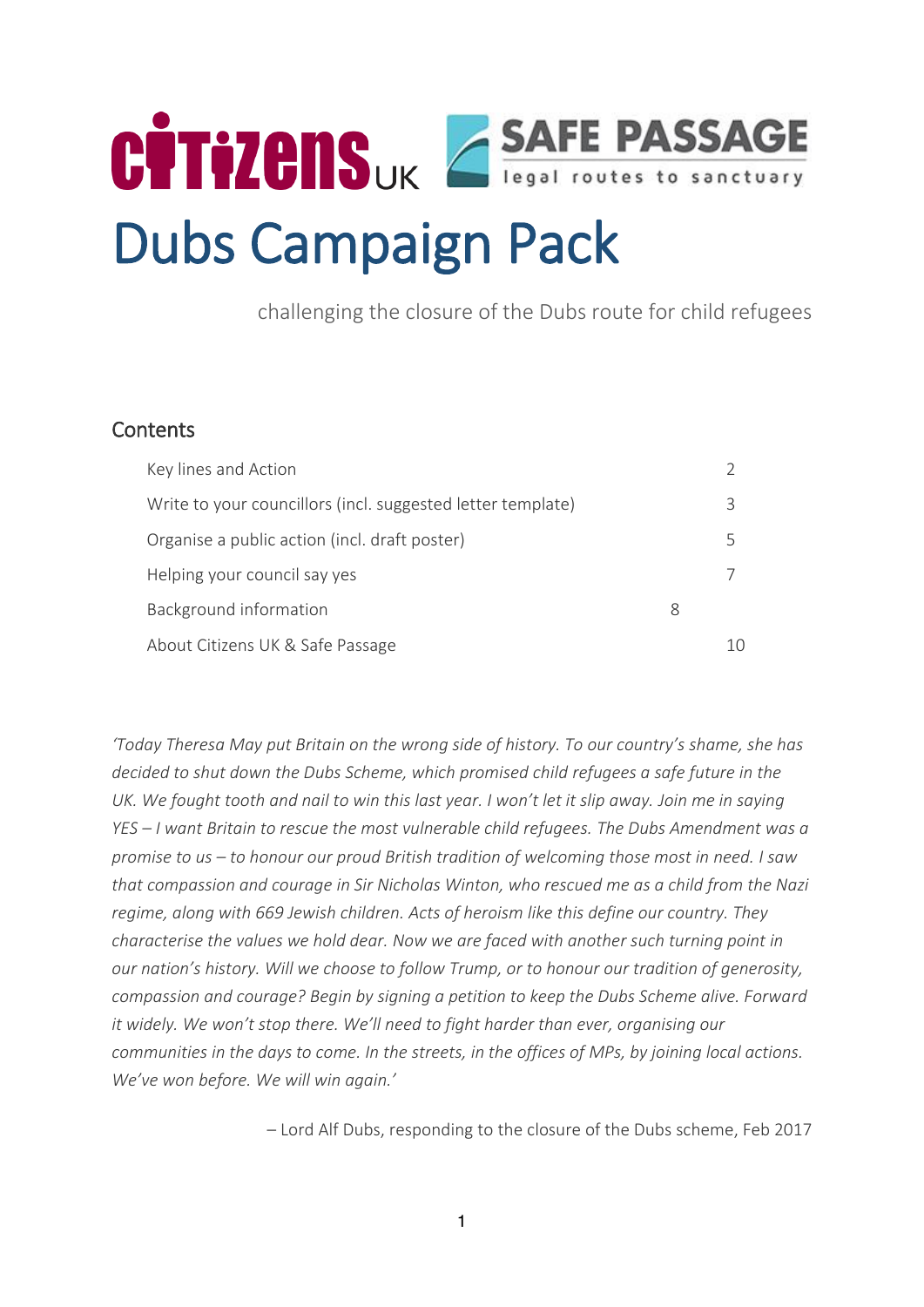Citizens UK | SAFE PASSAGE legal routes to sanctuary

# Dubs Campaign Pack

challenging the closure of the Dubs route for child refugees

## Contents

| | |
|---|---|
| Key lines and Action | 2 |
| Write to your councillors (incl. suggested letter template) | 3 |
| Organise a public action (incl. draft poster) | 5 |
| Helping your council say yes | 7 |
| Background information | 8 |
| About Citizens UK & Safe Passage | 10 |

*'Today Theresa May put Britain on the wrong side of history. To our country's shame, she has decided to shut down the Dubs Scheme, which promised child refugees a safe future in the UK. We fought tooth and nail to win this last year. I won't let it slip away. Join me in saying YES – I want Britain to rescue the most vulnerable child refugees. The Dubs Amendment was a promise to us – to honour our proud British tradition of welcoming those most in need. I saw that compassion and courage in Sir Nicholas Winton, who rescued me as a child from the Nazi regime, along with 669 Jewish children. Acts of heroism like this define our country. They characterise the values we hold dear. Now we are faced with another such turning point in our nation's history. Will we choose to follow Trump, or to honour our tradition of generosity, compassion and courage? Begin by signing a petition to keep the Dubs Scheme alive. Forward it widely. We won't stop there. We'll need to fight harder than ever, organising our communities in the days to come. In the streets, in the offices of MPs, by joining local actions. We've won before. We will win again.'*

– Lord Alf Dubs, responding to the closure of the Dubs scheme, Feb 2017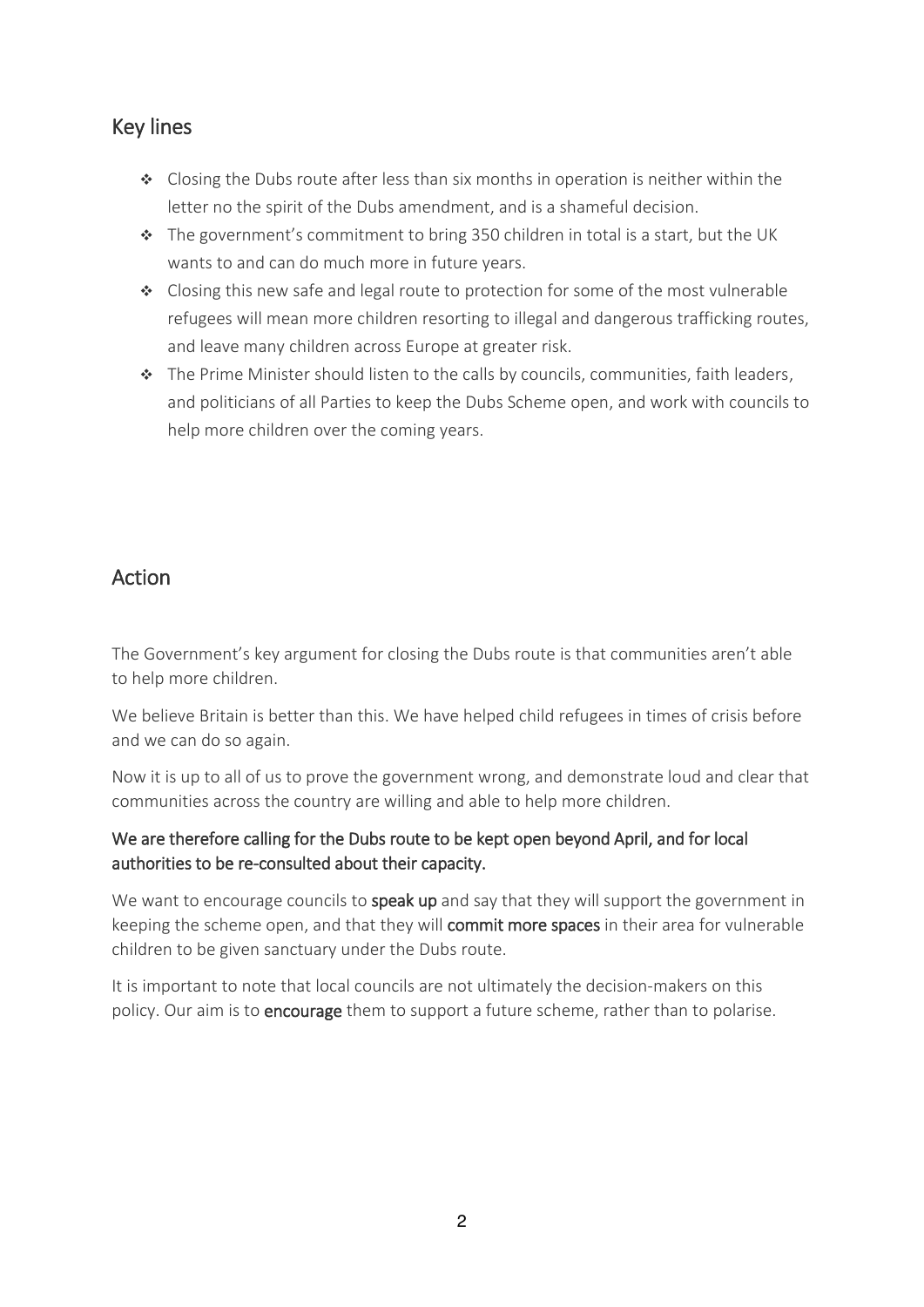## Key lines

- Closing the Dubs route after less than six months in operation is neither within the letter no the spirit of the Dubs amendment, and is a shameful decision.
- The government's commitment to bring 350 children in total is a start, but the UK wants to and can do much more in future years.
- Closing this new safe and legal route to protection for some of the most vulnerable refugees will mean more children resorting to illegal and dangerous trafficking routes, and leave many children across Europe at greater risk.
- The Prime Minister should listen to the calls by councils, communities, faith leaders, and politicians of all Parties to keep the Dubs Scheme open, and work with councils to help more children over the coming years.

## Action

The Government's key argument for closing the Dubs route is that communities aren't able to help more children.

We believe Britain is better than this. We have helped child refugees in times of crisis before and we can do so again.

Now it is up to all of us to prove the government wrong, and demonstrate loud and clear that communities across the country are willing and able to help more children.

**We are therefore calling for the Dubs route to be kept open beyond April, and for local authorities to be re-consulted about their capacity.**

We want to encourage councils to **speak up** and say that they will support the government in keeping the scheme open, and that they will **commit more spaces** in their area for vulnerable children to be given sanctuary under the Dubs route.

It is important to note that local councils are not ultimately the decision-makers on this policy. Our aim is to **encourage** them to support a future scheme, rather than to polarise.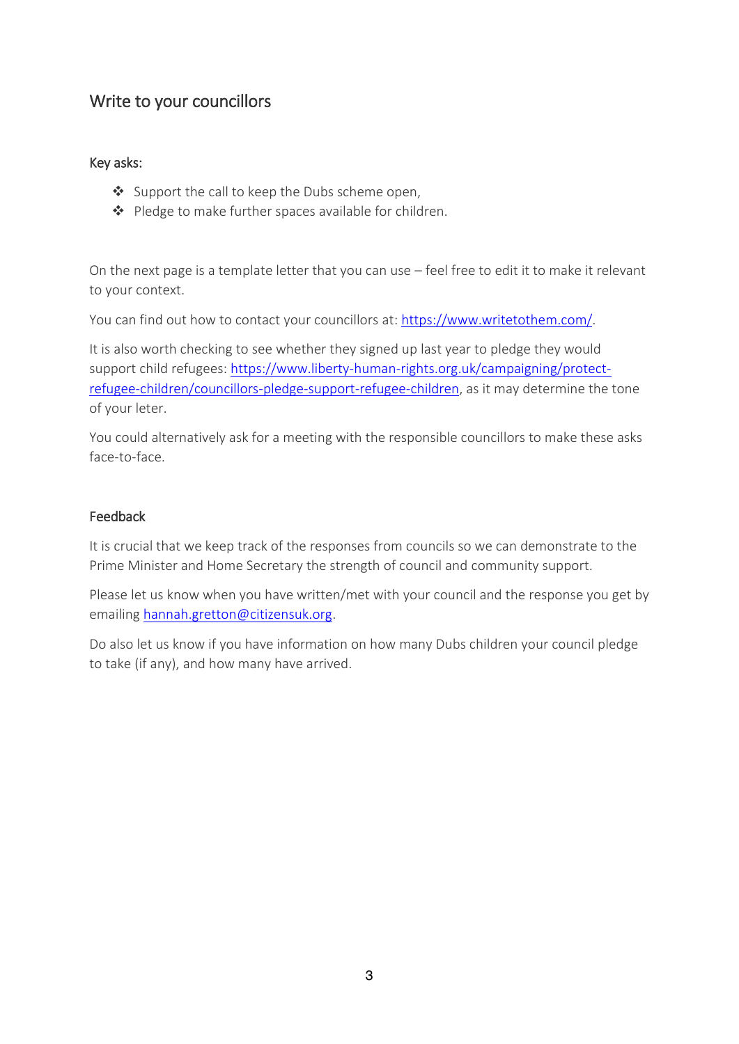## Write to your councillors

### Key asks:

- Support the call to keep the Dubs scheme open,
- Pledge to make further spaces available for children.

On the next page is a template letter that you can use – feel free to edit it to make it relevant to your context.

You can find out how to contact your councillors at: [https://www.writetothem.com/](https://www.writetothem.com/).

It is also worth checking to see whether they signed up last year to pledge they would support child refugees: [https://www.liberty-human-rights.org.uk/campaigning/protect-refugee-children/councillors-pledge-support-refugee-children](https://www.liberty-human-rights.org.uk/campaigning/protect-refugee-children/councillors-pledge-support-refugee-children), as it may determine the tone of your leter.

You could alternatively ask for a meeting with the responsible councillors to make these asks face-to-face.

### Feedback

It is crucial that we keep track of the responses from councils so we can demonstrate to the Prime Minister and Home Secretary the strength of council and community support.

Please let us know when you have written/met with your council and the response you get by emailing [hannah.gretton@citizensuk.org](mailto:hannah.gretton@citizensuk.org).

Do also let us know if you have information on how many Dubs children your council pledge to take (if any), and how many have arrived.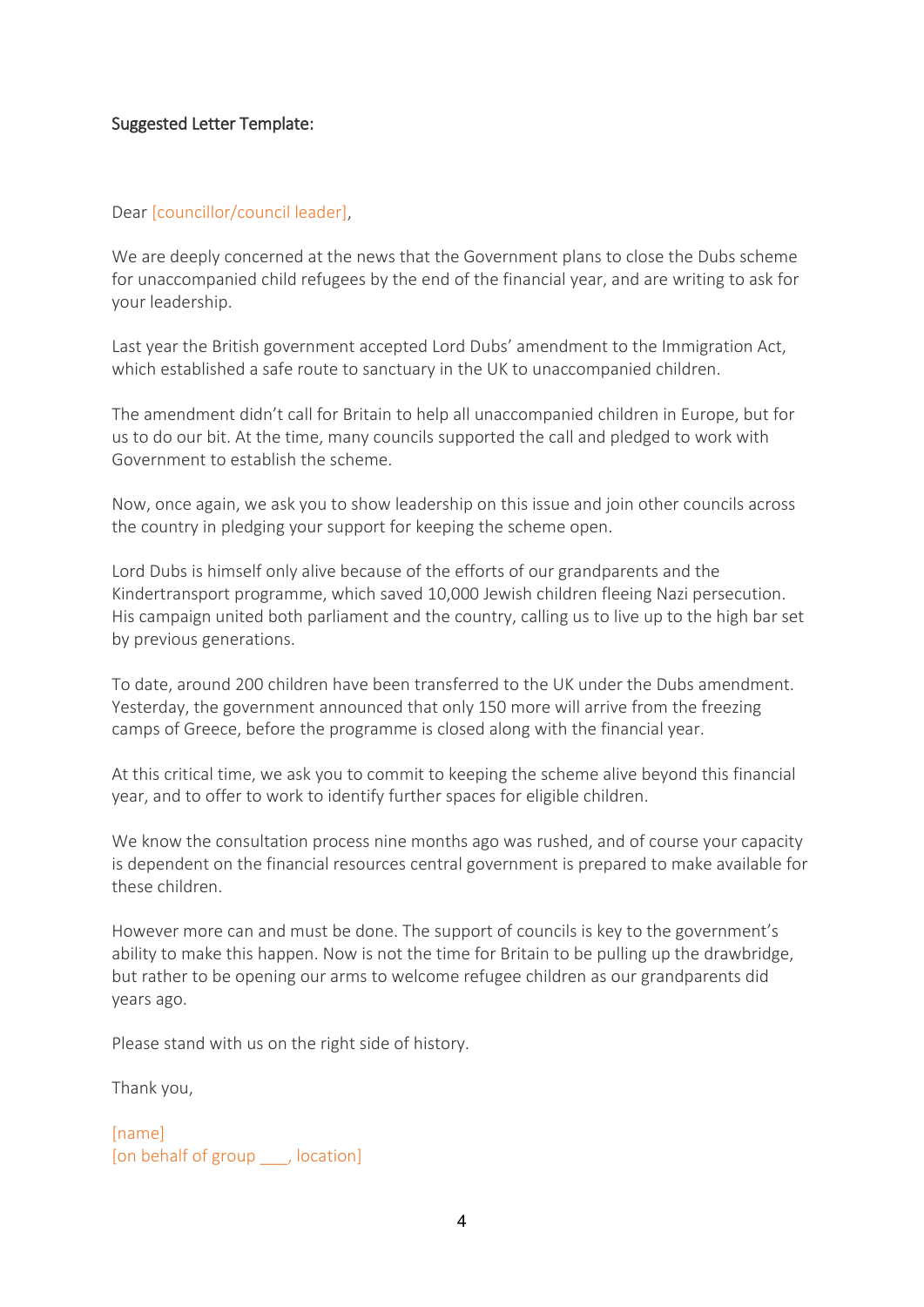Suggested Letter Template:

Dear [councillor/council leader],

We are deeply concerned at the news that the Government plans to close the Dubs scheme for unaccompanied child refugees by the end of the financial year, and are writing to ask for your leadership.

Last year the British government accepted Lord Dubs' amendment to the Immigration Act, which established a safe route to sanctuary in the UK to unaccompanied children.

The amendment didn't call for Britain to help all unaccompanied children in Europe, but for us to do our bit. At the time, many councils supported the call and pledged to work with Government to establish the scheme.

Now, once again, we ask you to show leadership on this issue and join other councils across the country in pledging your support for keeping the scheme open.

Lord Dubs is himself only alive because of the efforts of our grandparents and the Kindertransport programme, which saved 10,000 Jewish children fleeing Nazi persecution. His campaign united both parliament and the country, calling us to live up to the high bar set by previous generations.

To date, around 200 children have been transferred to the UK under the Dubs amendment. Yesterday, the government announced that only 150 more will arrive from the freezing camps of Greece, before the programme is closed along with the financial year.

At this critical time, we ask you to commit to keeping the scheme alive beyond this financial year, and to offer to work to identify further spaces for eligible children.

We know the consultation process nine months ago was rushed, and of course your capacity is dependent on the financial resources central government is prepared to make available for these children.

However more can and must be done. The support of councils is key to the government's ability to make this happen. Now is not the time for Britain to be pulling up the drawbridge, but rather to be opening our arms to welcome refugee children as our grandparents did years ago.

Please stand with us on the right side of history.

Thank you,

[name]
[on behalf of group ___, location]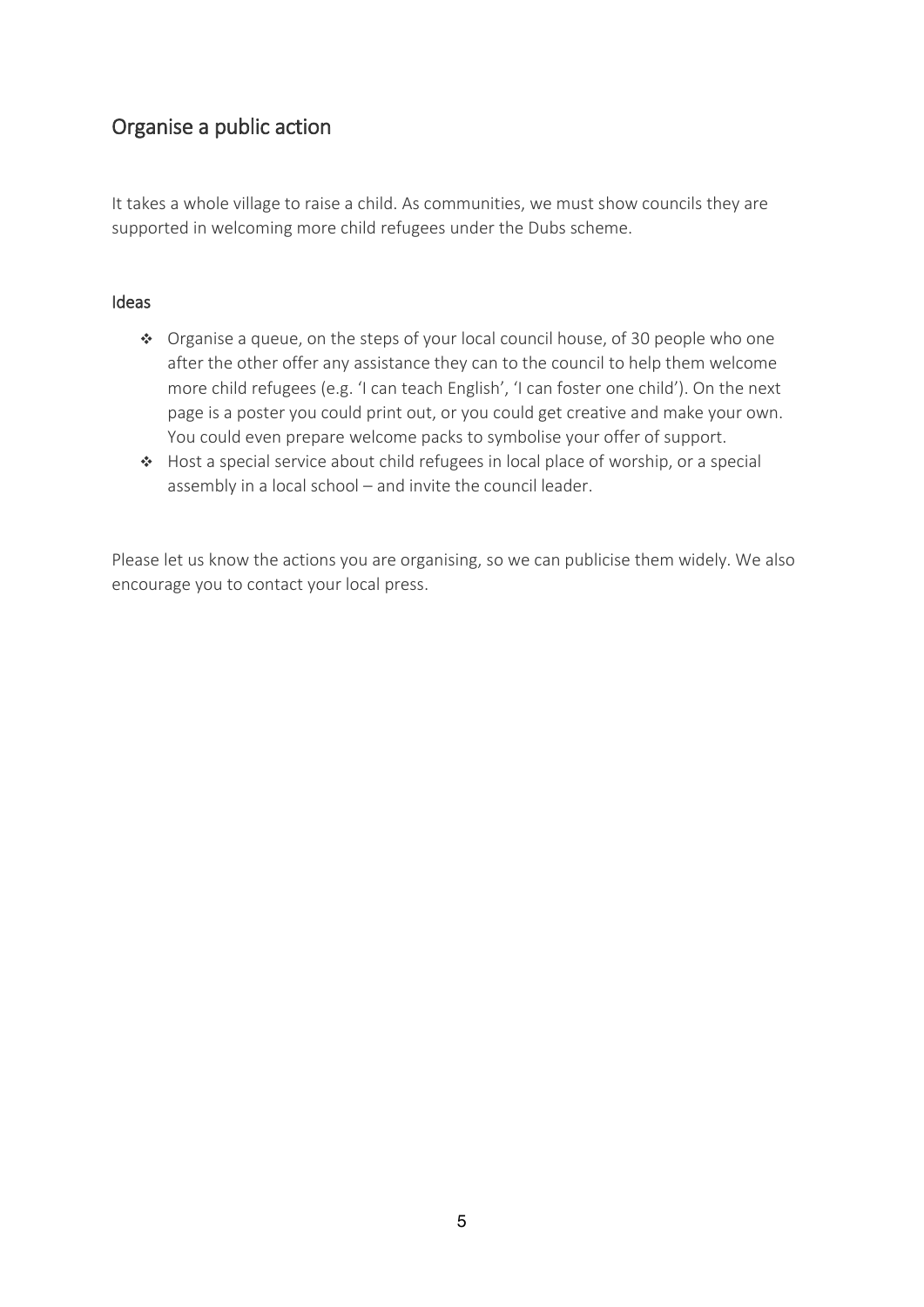## Organise a public action

It takes a whole village to raise a child. As communities, we must show councils they are supported in welcoming more child refugees under the Dubs scheme.

### Ideas

- Organise a queue, on the steps of your local council house, of 30 people who one after the other offer any assistance they can to the council to help them welcome more child refugees (e.g. 'I can teach English', 'I can foster one child'). On the next page is a poster you could print out, or you could get creative and make your own. You could even prepare welcome packs to symbolise your offer of support.
- Host a special service about child refugees in local place of worship, or a special assembly in a local school – and invite the council leader.

Please let us know the actions you are organising, so we can publicise them widely. We also encourage you to contact your local press.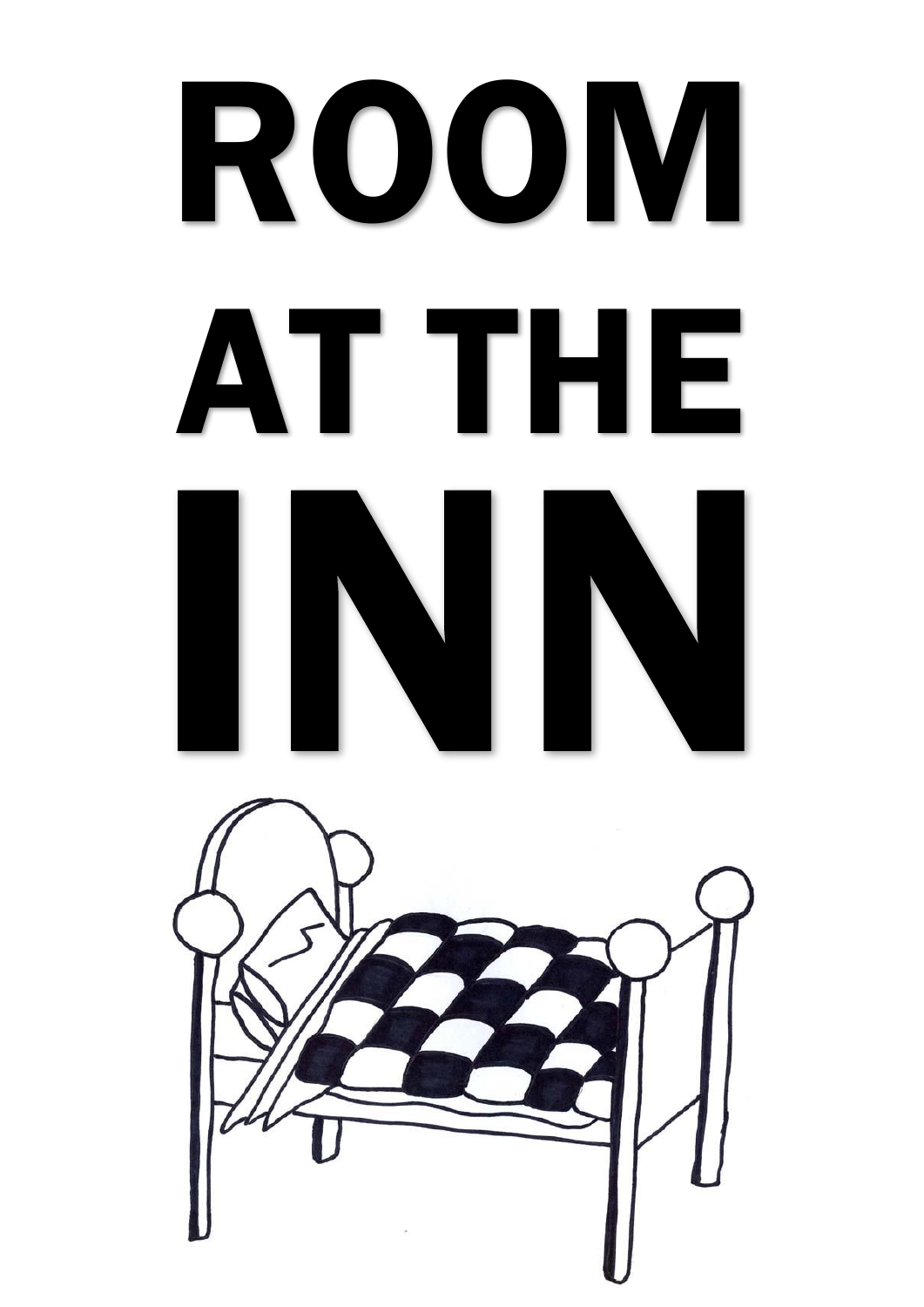# ROOM AT THE INN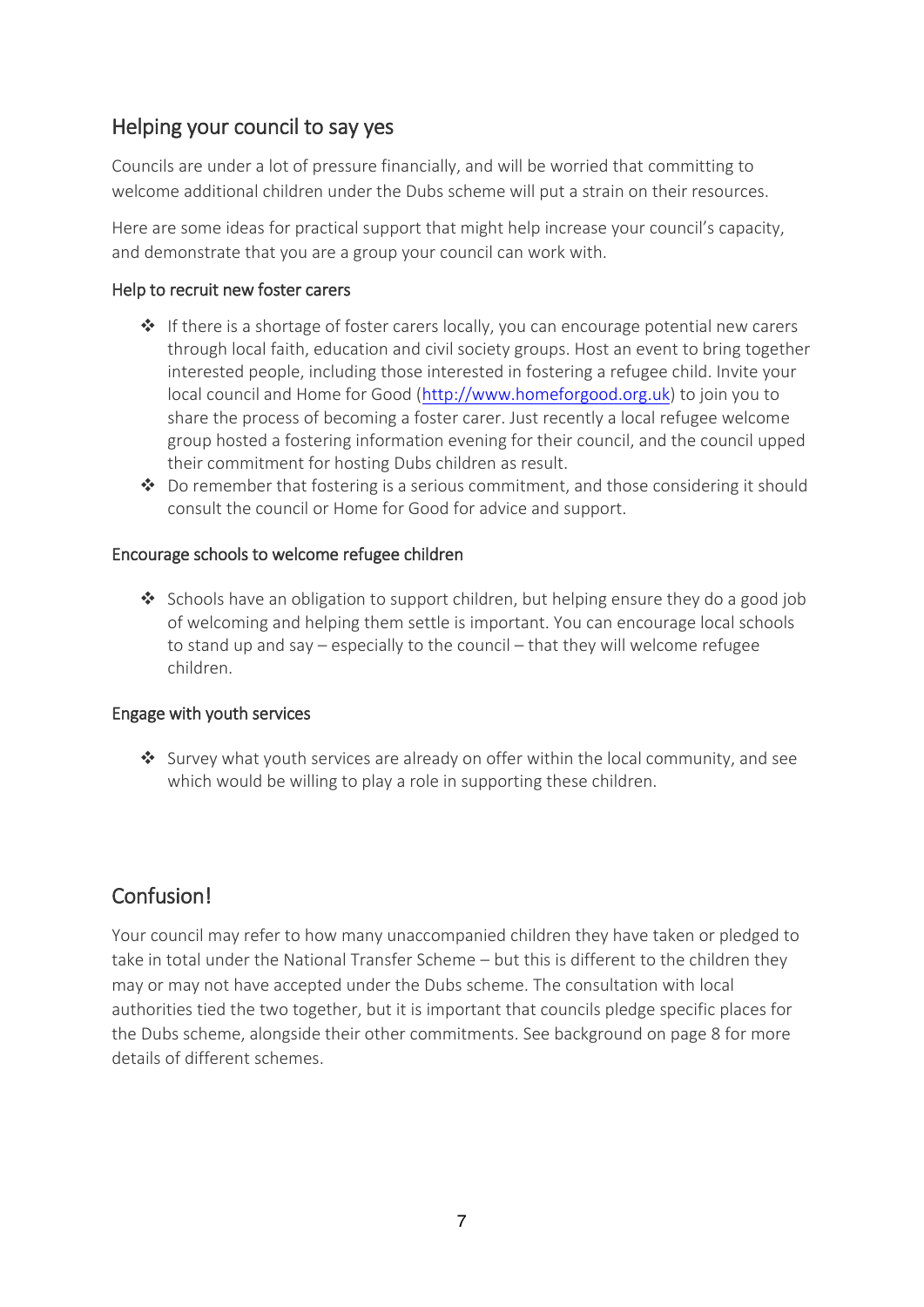## Helping your council to say yes

Councils are under a lot of pressure financially, and will be worried that committing to welcome additional children under the Dubs scheme will put a strain on their resources.

Here are some ideas for practical support that might help increase your council's capacity, and demonstrate that you are a group your council can work with.

### Help to recruit new foster carers

- If there is a shortage of foster carers locally, you can encourage potential new carers through local faith, education and civil society groups. Host an event to bring together interested people, including those interested in fostering a refugee child. Invite your local council and Home for Good ([http://www.homeforgood.org.uk](http://www.homeforgood.org.uk)) to join you to share the process of becoming a foster carer. Just recently a local refugee welcome group hosted a fostering information evening for their council, and the council upped their commitment for hosting Dubs children as result.
- Do remember that fostering is a serious commitment, and those considering it should consult the council or Home for Good for advice and support.

### Encourage schools to welcome refugee children

- Schools have an obligation to support children, but helping ensure they do a good job of welcoming and helping them settle is important. You can encourage local schools to stand up and say – especially to the council – that they will welcome refugee children.

### Engage with youth services

- Survey what youth services are already on offer within the local community, and see which would be willing to play a role in supporting these children.

## Confusion!

Your council may refer to how many unaccompanied children they have taken or pledged to take in total under the National Transfer Scheme – but this is different to the children they may or may not have accepted under the Dubs scheme. The consultation with local authorities tied the two together, but it is important that councils pledge specific places for the Dubs scheme, alongside their other commitments. See background on page 8 for more details of different schemes.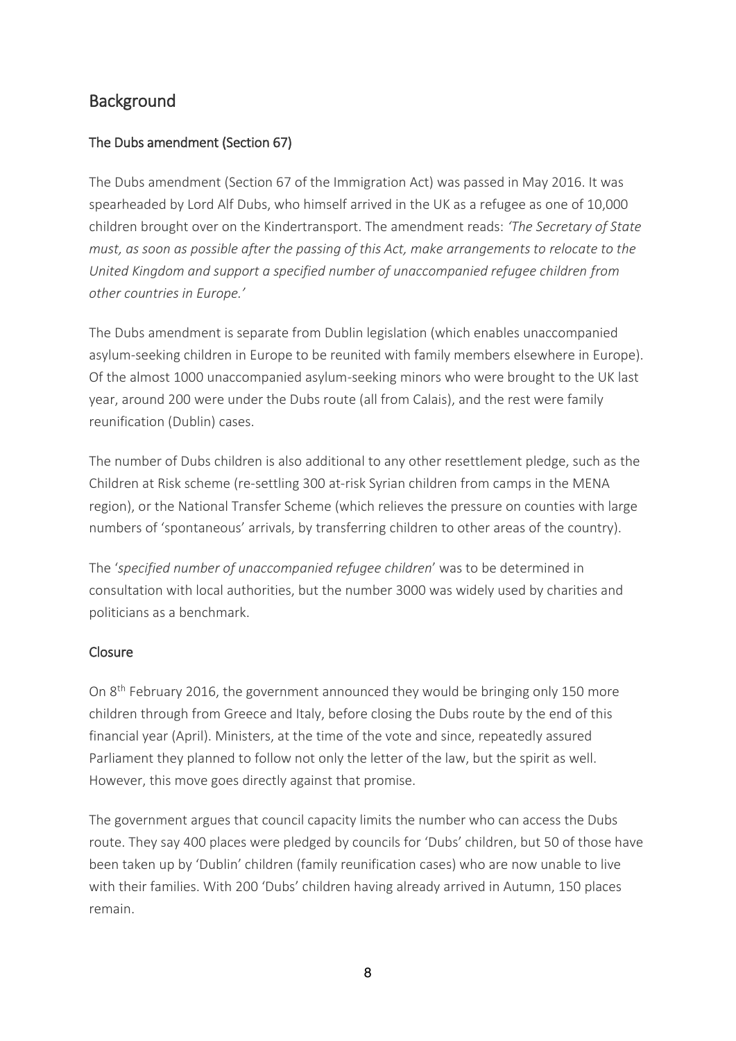## Background

### The Dubs amendment (Section 67)

The Dubs amendment (Section 67 of the Immigration Act) was passed in May 2016. It was spearheaded by Lord Alf Dubs, who himself arrived in the UK as a refugee as one of 10,000 children brought over on the Kindertransport. The amendment reads: *'The Secretary of State must, as soon as possible after the passing of this Act, make arrangements to relocate to the United Kingdom and support a specified number of unaccompanied refugee children from other countries in Europe.'*

The Dubs amendment is separate from Dublin legislation (which enables unaccompanied asylum-seeking children in Europe to be reunited with family members elsewhere in Europe). Of the almost 1000 unaccompanied asylum-seeking minors who were brought to the UK last year, around 200 were under the Dubs route (all from Calais), and the rest were family reunification (Dublin) cases.

The number of Dubs children is also additional to any other resettlement pledge, such as the Children at Risk scheme (re-settling 300 at-risk Syrian children from camps in the MENA region), or the National Transfer Scheme (which relieves the pressure on counties with large numbers of 'spontaneous' arrivals, by transferring children to other areas of the country).

The '*specified number of unaccompanied refugee children*' was to be determined in consultation with local authorities, but the number 3000 was widely used by charities and politicians as a benchmark.

### Closure

On 8th February 2016, the government announced they would be bringing only 150 more children through from Greece and Italy, before closing the Dubs route by the end of this financial year (April). Ministers, at the time of the vote and since, repeatedly assured Parliament they planned to follow not only the letter of the law, but the spirit as well. However, this move goes directly against that promise.

The government argues that council capacity limits the number who can access the Dubs route. They say 400 places were pledged by councils for 'Dubs' children, but 50 of those have been taken up by 'Dublin' children (family reunification cases) who are now unable to live with their families. With 200 'Dubs' children having already arrived in Autumn, 150 places remain.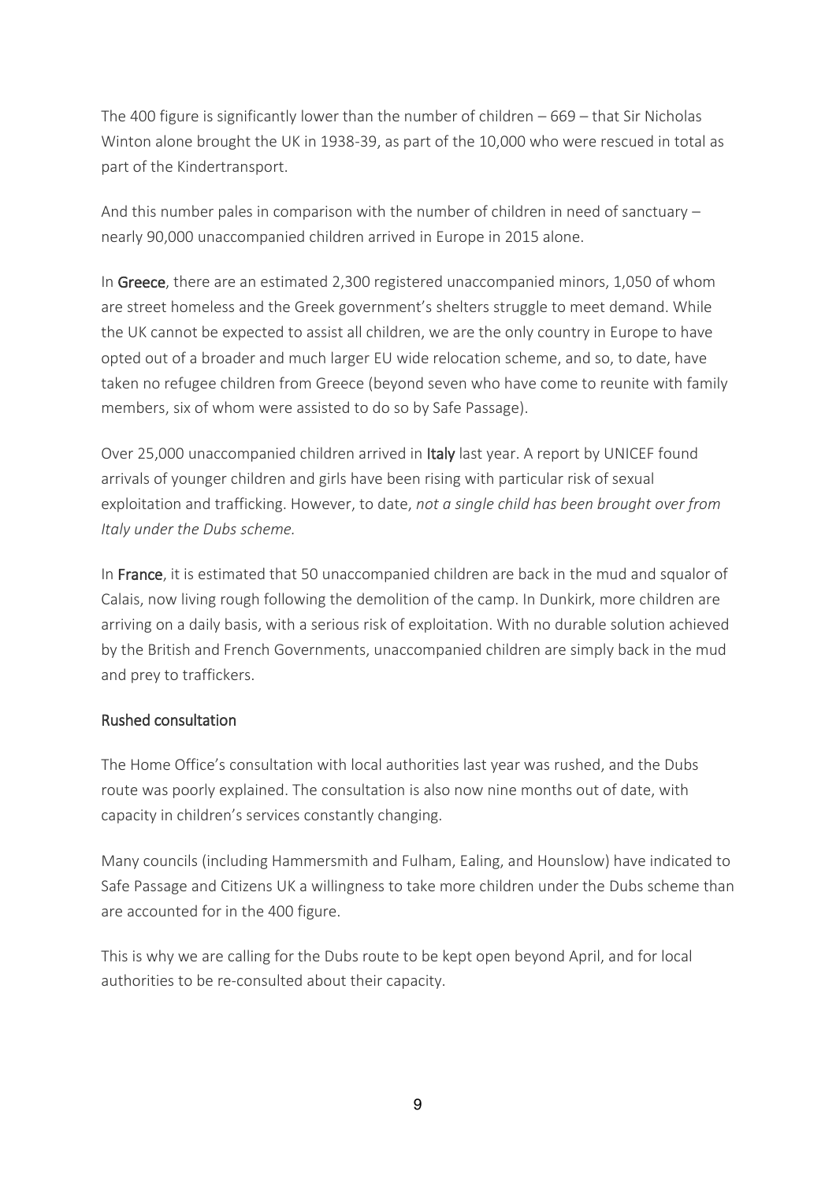The 400 figure is significantly lower than the number of children – 669 – that Sir Nicholas Winton alone brought the UK in 1938-39, as part of the 10,000 who were rescued in total as part of the Kindertransport.

And this number pales in comparison with the number of children in need of sanctuary – nearly 90,000 unaccompanied children arrived in Europe in 2015 alone.

In Greece, there are an estimated 2,300 registered unaccompanied minors, 1,050 of whom are street homeless and the Greek government's shelters struggle to meet demand. While the UK cannot be expected to assist all children, we are the only country in Europe to have opted out of a broader and much larger EU wide relocation scheme, and so, to date, have taken no refugee children from Greece (beyond seven who have come to reunite with family members, six of whom were assisted to do so by Safe Passage).

Over 25,000 unaccompanied children arrived in Italy last year. A report by UNICEF found arrivals of younger children and girls have been rising with particular risk of sexual exploitation and trafficking. However, to date, *not a single child has been brought over from Italy under the Dubs scheme.*

In France, it is estimated that 50 unaccompanied children are back in the mud and squalor of Calais, now living rough following the demolition of the camp. In Dunkirk, more children are arriving on a daily basis, with a serious risk of exploitation. With no durable solution achieved by the British and French Governments, unaccompanied children are simply back in the mud and prey to traffickers.

## Rushed consultation

The Home Office's consultation with local authorities last year was rushed, and the Dubs route was poorly explained. The consultation is also now nine months out of date, with capacity in children's services constantly changing.

Many councils (including Hammersmith and Fulham, Ealing, and Hounslow) have indicated to Safe Passage and Citizens UK a willingness to take more children under the Dubs scheme than are accounted for in the 400 figure.

This is why we are calling for the Dubs route to be kept open beyond April, and for local authorities to be re-consulted about their capacity.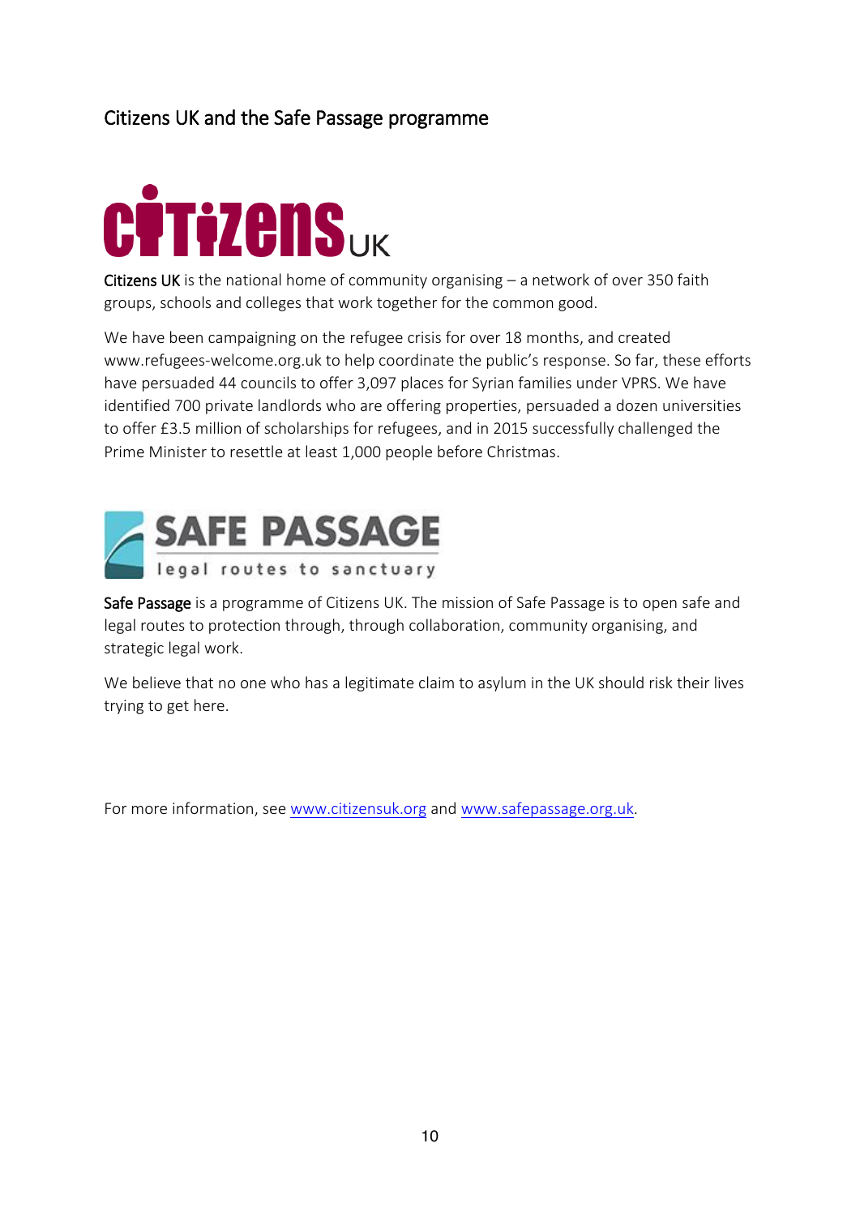## Citizens UK and the Safe Passage programme

**Citizens UK** is the national home of community organising – a network of over 350 faith groups, schools and colleges that work together for the common good.

We have been campaigning on the refugee crisis for over 18 months, and created www.refugees-welcome.org.uk to help coordinate the public's response. So far, these efforts have persuaded 44 councils to offer 3,097 places for Syrian families under VPRS. We have identified 700 private landlords who are offering properties, persuaded a dozen universities to offer £3.5 million of scholarships for refugees, and in 2015 successfully challenged the Prime Minister to resettle at least 1,000 people before Christmas.

**Safe Passage** is a programme of Citizens UK. The mission of Safe Passage is to open safe and legal routes to protection through, through collaboration, community organising, and strategic legal work.

We believe that no one who has a legitimate claim to asylum in the UK should risk their lives trying to get here.

For more information, see [www.citizensuk.org](http://www.citizensuk.org) and [www.safepassage.org.uk](http://www.safepassage.org.uk).